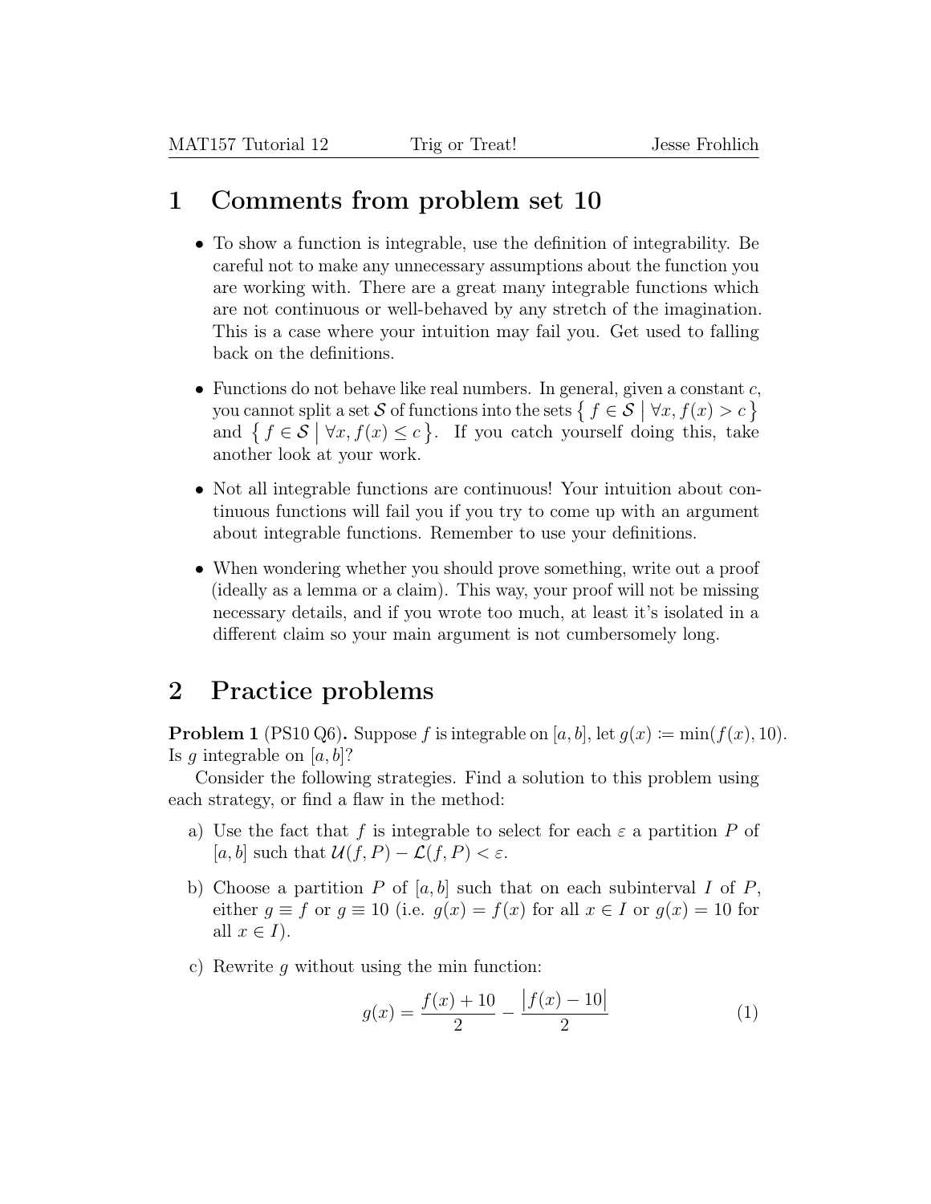# 1 Comments from problem set 10

- To show a function is integrable, use the definition of integrability. Be careful not to make any unnecessary assumptions about the function you are working with. There are a great many integrable functions which are not continuous or well-behaved by any stretch of the imagination. This is a case where your intuition may fail you. Get used to falling back on the definitions.
- Functions do not behave like real numbers. In general, given a constant $c$, you cannot split a set $\mathcal{S}$ of functions into the sets $\{ f \in \mathcal{S} \mid \forall x, f(x) > c \}$ and $\{ f \in \mathcal{S} \mid \forall x, f(x) \leq c \}$. If you catch yourself doing this, take another look at your work.
- Not all integrable functions are continuous! Your intuition about continuous functions will fail you if you try to come up with an argument about integrable functions. Remember to use your definitions.
- When wondering whether you should prove something, write out a proof (ideally as a lemma or a claim). This way, your proof will not be missing necessary details, and if you wrote too much, at least it's isolated in a different claim so your main argument is not cumbersomely long.

# 2 Practice problems

**Problem 1** (PS10 Q6)**.** Suppose $f$ is integrable on $[a, b]$, let $g(x) := \min(f(x), 10)$. Is $g$ integrable on $[a, b]$?

Consider the following strategies. Find a solution to this problem using each strategy, or find a flaw in the method:

a) Use the fact that $f$ is integrable to select for each $\varepsilon$ a partition $P$ of $[a, b]$ such that $\mathcal{U}(f, P) - \mathcal{L}(f, P) < \varepsilon$.

b) Choose a partition $P$ of $[a, b]$ such that on each subinterval $I$ of $P$, either $g \equiv f$ or $g \equiv 10$ (i.e. $g(x) = f(x)$ for all $x \in I$ or $g(x) = 10$ for all $x \in I$).

c) Rewrite $g$ without using the min function:

$$g(x) = \frac{f(x) + 10}{2} - \frac{|f(x) - 10|}{2} \tag{1}$$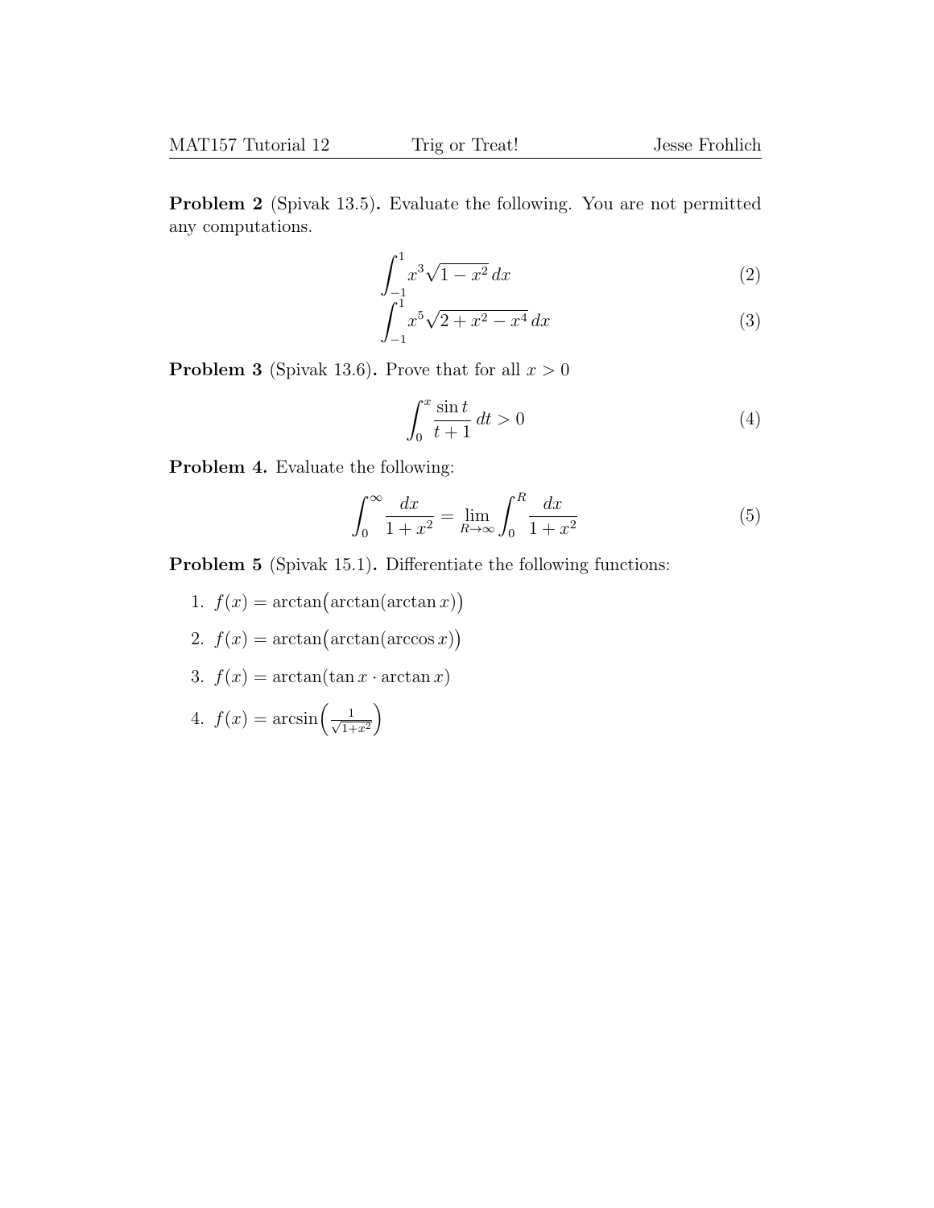**Problem 2** (Spivak 13.5)**.** Evaluate the following. You are not permitted any computations.

$$\int_{-1}^{1} x^3\sqrt{1-x^2}\,dx \tag{2}$$

$$\int_{-1}^{1} x^5\sqrt{2+x^2-x^4}\,dx \tag{3}$$

**Problem 3** (Spivak 13.6)**.** Prove that for all $x > 0$

$$\int_0^x \frac{\sin t}{t+1}\,dt > 0 \tag{4}$$

**Problem 4.** Evaluate the following:

$$\int_0^\infty \frac{dx}{1+x^2} = \lim_{R\to\infty}\int_0^R \frac{dx}{1+x^2} \tag{5}$$

**Problem 5** (Spivak 15.1)**.** Differentiate the following functions:

1. $f(x) = \arctan\bigl(\arctan(\arctan x)\bigr)$
2. $f(x) = \arctan\bigl(\arctan(\arccos x)\bigr)$
3. $f(x) = \arctan(\tan x \cdot \arctan x)$
4. $f(x) = \arcsin\Bigl(\frac{1}{\sqrt{1+x^2}}\Bigr)$